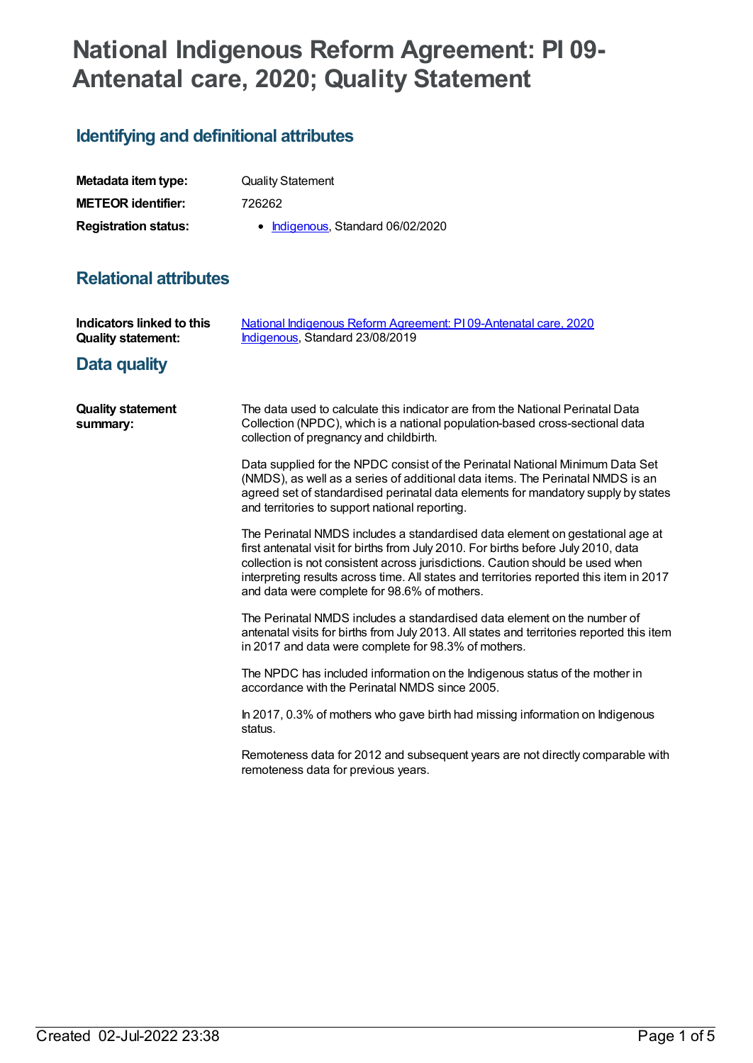# National Indigenous Reform Agreement: PI 09-Antenatal care, 2020; Quality Statement

## Identifying and definitional attributes

| | |
|---|---|
| **Metadata item type:** | Quality Statement |
| **METEOR identifier:** | 726262 |
| **Registration status:** | • Indigenous, Standard 06/02/2020 |

## Relational attributes

| | |
|---|---|
| **Indicators linked to this Quality statement:** | National Indigenous Reform Agreement: PI 09-Antenatal care, 2020<br>Indigenous, Standard 23/08/2019 |

## Data quality

**Quality statement summary:**

The data used to calculate this indicator are from the National Perinatal Data Collection (NPDC), which is a national population-based cross-sectional data collection of pregnancy and childbirth.

Data supplied for the NPDC consist of the Perinatal National Minimum Data Set (NMDS), as well as a series of additional data items. The Perinatal NMDS is an agreed set of standardised perinatal data elements for mandatory supply by states and territories to support national reporting.

The Perinatal NMDS includes a standardised data element on gestational age at first antenatal visit for births from July 2010. For births before July 2010, data collection is not consistent across jurisdictions. Caution should be used when interpreting results across time. All states and territories reported this item in 2017 and data were complete for 98.6% of mothers.

The Perinatal NMDS includes a standardised data element on the number of antenatal visits for births from July 2013. All states and territories reported this item in 2017 and data were complete for 98.3% of mothers.

The NPDC has included information on the Indigenous status of the mother in accordance with the Perinatal NMDS since 2005.

In 2017, 0.3% of mothers who gave birth had missing information on Indigenous status.

Remoteness data for 2012 and subsequent years are not directly comparable with remoteness data for previous years.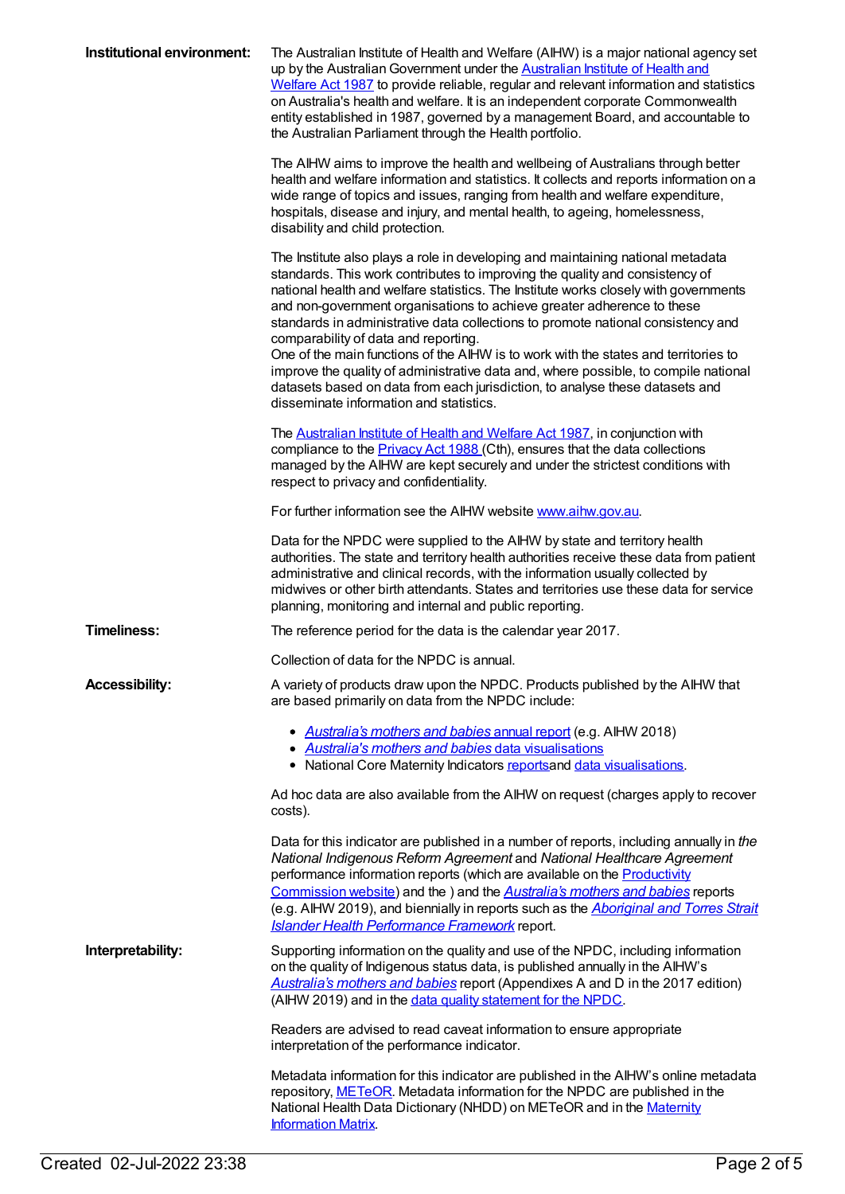**Institutional environment:**

The Australian Institute of Health and Welfare (AIHW) is a major national agency set up by the Australian Government under the Australian Institute of Health and Welfare Act 1987 to provide reliable, regular and relevant information and statistics on Australia's health and welfare. It is an independent corporate Commonwealth entity established in 1987, governed by a management Board, and accountable to the Australian Parliament through the Health portfolio.

The AIHW aims to improve the health and wellbeing of Australians through better health and welfare information and statistics. It collects and reports information on a wide range of topics and issues, ranging from health and welfare expenditure, hospitals, disease and injury, and mental health, to ageing, homelessness, disability and child protection.

The Institute also plays a role in developing and maintaining national metadata standards. This work contributes to improving the quality and consistency of national health and welfare statistics. The Institute works closely with governments and non-government organisations to achieve greater adherence to these standards in administrative data collections to promote national consistency and comparability of data and reporting.
One of the main functions of the AIHW is to work with the states and territories to improve the quality of administrative data and, where possible, to compile national datasets based on data from each jurisdiction, to analyse these datasets and disseminate information and statistics.

The Australian Institute of Health and Welfare Act 1987, in conjunction with compliance to the Privacy Act 1988 (Cth), ensures that the data collections managed by the AIHW are kept securely and under the strictest conditions with respect to privacy and confidentiality.

For further information see the AIHW website www.aihw.gov.au.

Data for the NPDC were supplied to the AIHW by state and territory health authorities. The state and territory health authorities receive these data from patient administrative and clinical records, with the information usually collected by midwives or other birth attendants. States and territories use these data for service planning, monitoring and internal and public reporting.

**Timeliness:**

The reference period for the data is the calendar year 2017.

Collection of data for the NPDC is annual.

**Accessibility:**

A variety of products draw upon the NPDC. Products published by the AIHW that are based primarily on data from the NPDC include:

- *Australia's mothers and babies* annual report (e.g. AIHW 2018)
- *Australia's mothers and babies* data visualisations
- National Core Maternity Indicators reportsand data visualisations.

Ad hoc data are also available from the AIHW on request (charges apply to recover costs).

Data for this indicator are published in a number of reports, including annually in *the National Indigenous Reform Agreement* and *National Healthcare Agreement* performance information reports (which are available on the Productivity Commission website) and the ) and the *Australia's mothers and babies* reports (e.g. AIHW 2019), and biennially in reports such as the *Aboriginal and Torres Strait Islander Health Performance Framework* report.

**Interpretability:**

Supporting information on the quality and use of the NPDC, including information on the quality of Indigenous status data, is published annually in the AIHW's *Australia's mothers and babies* report (Appendixes A and D in the 2017 edition) (AIHW 2019) and in the data quality statement for the NPDC.

Readers are advised to read caveat information to ensure appropriate interpretation of the performance indicator.

Metadata information for this indicator are published in the AIHW's online metadata repository, METeOR. Metadata information for the NPDC are published in the National Health Data Dictionary (NHDD) on METeOR and in the Maternity Information Matrix.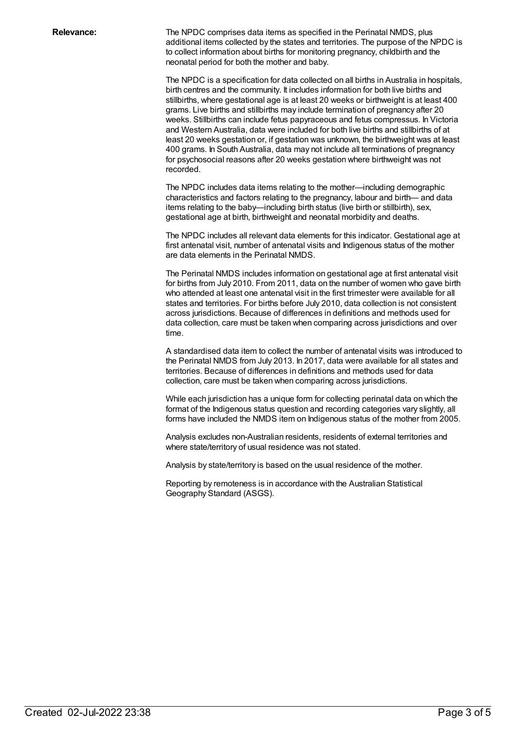**Relevance:**

The NPDC comprises data items as specified in the Perinatal NMDS, plus additional items collected by the states and territories. The purpose of the NPDC is to collect information about births for monitoring pregnancy, childbirth and the neonatal period for both the mother and baby.

The NPDC is a specification for data collected on all births in Australia in hospitals, birth centres and the community. It includes information for both live births and stillbirths, where gestational age is at least 20 weeks or birthweight is at least 400 grams. Live births and stillbirths may include termination of pregnancy after 20 weeks. Stillbirths can include fetus papyraceous and fetus compressus. In Victoria and Western Australia, data were included for both live births and stillbirths of at least 20 weeks gestation or, if gestation was unknown, the birthweight was at least 400 grams. In South Australia, data may not include all terminations of pregnancy for psychosocial reasons after 20 weeks gestation where birthweight was not recorded.

The NPDC includes data items relating to the mother—including demographic characteristics and factors relating to the pregnancy, labour and birth— and data items relating to the baby—including birth status (live birth or stillbirth), sex, gestational age at birth, birthweight and neonatal morbidity and deaths.

The NPDC includes all relevant data elements for this indicator. Gestational age at first antenatal visit, number of antenatal visits and Indigenous status of the mother are data elements in the Perinatal NMDS.

The Perinatal NMDS includes information on gestational age at first antenatal visit for births from July 2010. From 2011, data on the number of women who gave birth who attended at least one antenatal visit in the first trimester were available for all states and territories. For births before July 2010, data collection is not consistent across jurisdictions. Because of differences in definitions and methods used for data collection, care must be taken when comparing across jurisdictions and over time.

A standardised data item to collect the number of antenatal visits was introduced to the Perinatal NMDS from July 2013. In 2017, data were available for all states and territories. Because of differences in definitions and methods used for data collection, care must be taken when comparing across jurisdictions.

While each jurisdiction has a unique form for collecting perinatal data on which the format of the Indigenous status question and recording categories vary slightly, all forms have included the NMDS item on Indigenous status of the mother from 2005.

Analysis excludes non-Australian residents, residents of external territories and where state/territory of usual residence was not stated.

Analysis by state/territory is based on the usual residence of the mother.

Reporting by remoteness is in accordance with the Australian Statistical Geography Standard (ASGS).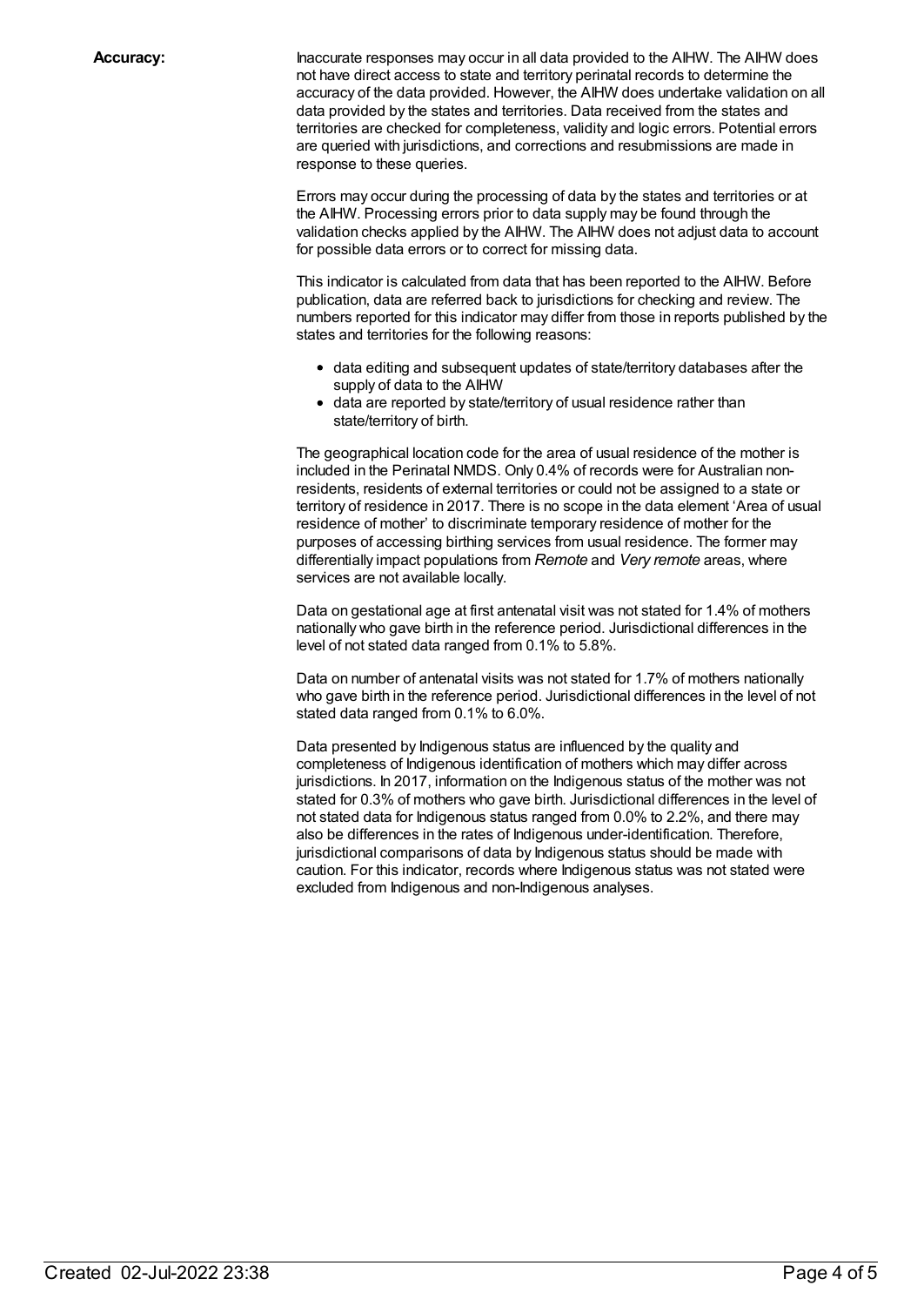**Accuracy:**

Inaccurate responses may occur in all data provided to the AIHW. The AIHW does not have direct access to state and territory perinatal records to determine the accuracy of the data provided. However, the AIHW does undertake validation on all data provided by the states and territories. Data received from the states and territories are checked for completeness, validity and logic errors. Potential errors are queried with jurisdictions, and corrections and resubmissions are made in response to these queries.

Errors may occur during the processing of data by the states and territories or at the AIHW. Processing errors prior to data supply may be found through the validation checks applied by the AIHW. The AIHW does not adjust data to account for possible data errors or to correct for missing data.

This indicator is calculated from data that has been reported to the AIHW. Before publication, data are referred back to jurisdictions for checking and review. The numbers reported for this indicator may differ from those in reports published by the states and territories for the following reasons:

- data editing and subsequent updates of state/territory databases after the supply of data to the AIHW
- data are reported by state/territory of usual residence rather than state/territory of birth.

The geographical location code for the area of usual residence of the mother is included in the Perinatal NMDS. Only 0.4% of records were for Australian non-residents, residents of external territories or could not be assigned to a state or territory of residence in 2017. There is no scope in the data element 'Area of usual residence of mother' to discriminate temporary residence of mother for the purposes of accessing birthing services from usual residence. The former may differentially impact populations from *Remote* and *Very remote* areas, where services are not available locally.

Data on gestational age at first antenatal visit was not stated for 1.4% of mothers nationally who gave birth in the reference period. Jurisdictional differences in the level of not stated data ranged from 0.1% to 5.8%.

Data on number of antenatal visits was not stated for 1.7% of mothers nationally who gave birth in the reference period. Jurisdictional differences in the level of not stated data ranged from 0.1% to 6.0%.

Data presented by Indigenous status are influenced by the quality and completeness of Indigenous identification of mothers which may differ across jurisdictions. In 2017, information on the Indigenous status of the mother was not stated for 0.3% of mothers who gave birth. Jurisdictional differences in the level of not stated data for Indigenous status ranged from 0.0% to 2.2%, and there may also be differences in the rates of Indigenous under-identification. Therefore, jurisdictional comparisons of data by Indigenous status should be made with caution. For this indicator, records where Indigenous status was not stated were excluded from Indigenous and non-Indigenous analyses.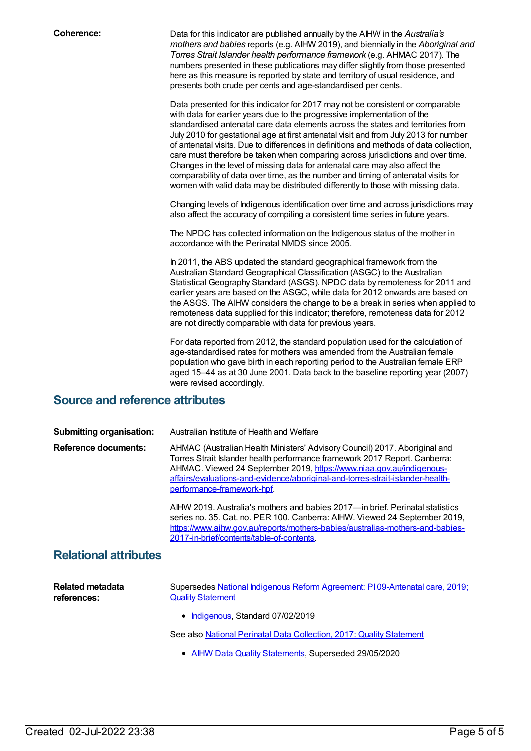**Coherence:**

Data for this indicator are published annually by the AIHW in the *Australia's mothers and babies* reports (e.g. AIHW 2019), and biennially in the *Aboriginal and Torres Strait Islander health performance framework* (e.g. AHMAC 2017). The numbers presented in these publications may differ slightly from those presented here as this measure is reported by state and territory of usual residence, and presents both crude per cents and age-standardised per cents.

Data presented for this indicator for 2017 may not be consistent or comparable with data for earlier years due to the progressive implementation of the standardised antenatal care data elements across the states and territories from July 2010 for gestational age at first antenatal visit and from July 2013 for number of antenatal visits. Due to differences in definitions and methods of data collection, care must therefore be taken when comparing across jurisdictions and over time. Changes in the level of missing data for antenatal care may also affect the comparability of data over time, as the number and timing of antenatal visits for women with valid data may be distributed differently to those with missing data.

Changing levels of Indigenous identification over time and across jurisdictions may also affect the accuracy of compiling a consistent time series in future years.

The NPDC has collected information on the Indigenous status of the mother in accordance with the Perinatal NMDS since 2005.

In 2011, the ABS updated the standard geographical framework from the Australian Standard Geographical Classification (ASGC) to the Australian Statistical Geography Standard (ASGS). NPDC data by remoteness for 2011 and earlier years are based on the ASGC, while data for 2012 onwards are based on the ASGS. The AIHW considers the change to be a break in series when applied to remoteness data supplied for this indicator; therefore, remoteness data for 2012 are not directly comparable with data for previous years.

For data reported from 2012, the standard population used for the calculation of age-standardised rates for mothers was amended from the Australian female population who gave birth in each reporting period to the Australian female ERP aged 15–44 as at 30 June 2001. Data back to the baseline reporting year (2007) were revised accordingly.

## Source and reference attributes

**Submitting organisation:** Australian Institute of Health and Welfare

**Reference documents:**

AHMAC (Australian Health Ministers' Advisory Council) 2017. Aboriginal and Torres Strait Islander health performance framework 2017 Report. Canberra: AHMAC. Viewed 24 September 2019, https://www.niaa.gov.au/indigenous-affairs/evaluations-and-evidence/aboriginal-and-torres-strait-islander-health-performance-framework-hpf.

AIHW 2019. Australia's mothers and babies 2017—in brief. Perinatal statistics series no. 35. Cat. no. PER 100. Canberra: AIHW. Viewed 24 September 2019, https://www.aihw.gov.au/reports/mothers-babies/australias-mothers-and-babies-2017-in-brief/contents/table-of-contents.

## Relational attributes

**Related metadata references:**

Supersedes National Indigenous Reform Agreement: PI 09-Antenatal care, 2019; Quality Statement

- Indigenous, Standard 07/02/2019

See also National Perinatal Data Collection, 2017: Quality Statement

- AIHW Data Quality Statements, Superseded 29/05/2020